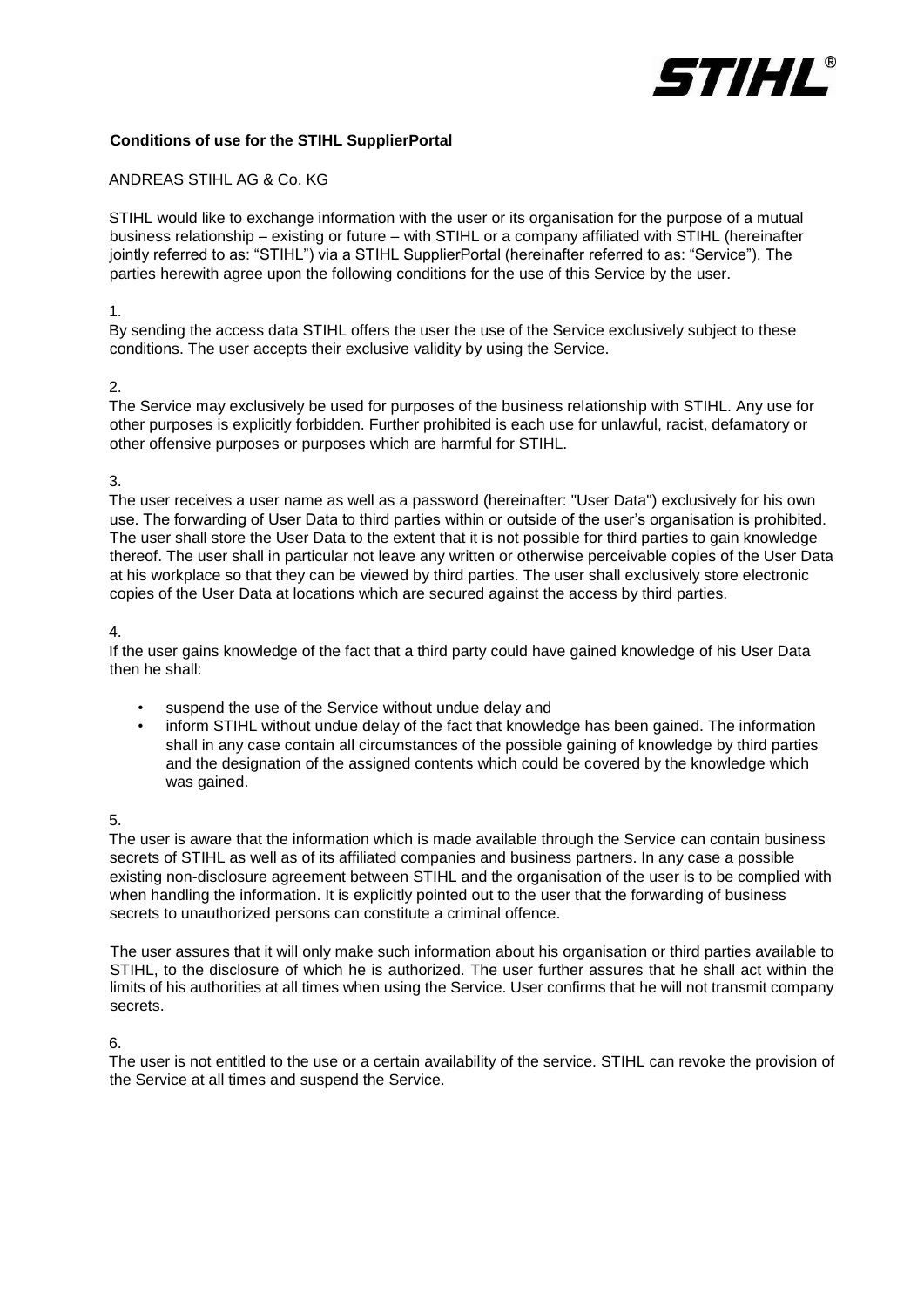**Conditions of use for the STIHL SupplierPortal**

ANDREAS STIHL AG & Co. KG

STIHL would like to exchange information with the user or its organisation for the purpose of a mutual business relationship – existing or future – with STIHL or a company affiliated with STIHL (hereinafter jointly referred to as: "STIHL") via a STIHL SupplierPortal (hereinafter referred to as: "Service"). The parties herewith agree upon the following conditions for the use of this Service by the user.

1.
By sending the access data STIHL offers the user the use of the Service exclusively subject to these conditions. The user accepts their exclusive validity by using the Service.

2.
The Service may exclusively be used for purposes of the business relationship with STIHL. Any use for other purposes is explicitly forbidden. Further prohibited is each use for unlawful, racist, defamatory or other offensive purposes or purposes which are harmful for STIHL.

3.
The user receives a user name as well as a password (hereinafter: "User Data") exclusively for his own use. The forwarding of User Data to third parties within or outside of the user's organisation is prohibited. The user shall store the User Data to the extent that it is not possible for third parties to gain knowledge thereof. The user shall in particular not leave any written or otherwise perceivable copies of the User Data at his workplace so that they can be viewed by third parties. The user shall exclusively store electronic copies of the User Data at locations which are secured against the access by third parties.

4.
If the user gains knowledge of the fact that a third party could have gained knowledge of his User Data then he shall:

- suspend the use of the Service without undue delay and
- inform STIHL without undue delay of the fact that knowledge has been gained. The information shall in any case contain all circumstances of the possible gaining of knowledge by third parties and the designation of the assigned contents which could be covered by the knowledge which was gained.

5.
The user is aware that the information which is made available through the Service can contain business secrets of STIHL as well as of its affiliated companies and business partners. In any case a possible existing non-disclosure agreement between STIHL and the organisation of the user is to be complied with when handling the information. It is explicitly pointed out to the user that the forwarding of business secrets to unauthorized persons can constitute a criminal offence.

The user assures that it will only make such information about his organisation or third parties available to STIHL, to the disclosure of which he is authorized. The user further assures that he shall act within the limits of his authorities at all times when using the Service. User confirms that he will not transmit company secrets.

6.
The user is not entitled to the use or a certain availability of the service. STIHL can revoke the provision of the Service at all times and suspend the Service.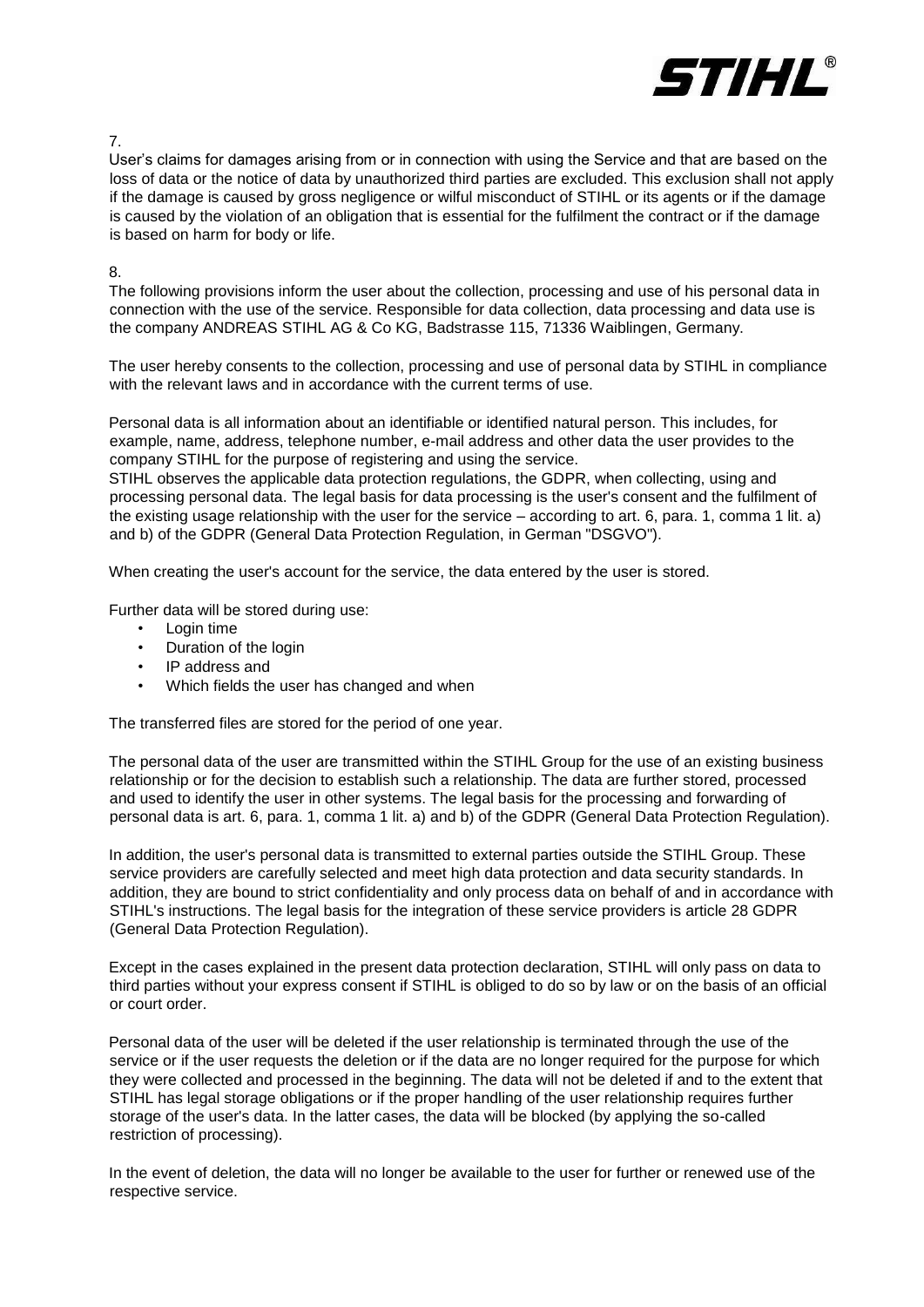7.
User's claims for damages arising from or in connection with using the Service and that are based on the loss of data or the notice of data by unauthorized third parties are excluded. This exclusion shall not apply if the damage is caused by gross negligence or wilful misconduct of STIHL or its agents or if the damage is caused by the violation of an obligation that is essential for the fulfilment the contract or if the damage is based on harm for body or life.

8.
The following provisions inform the user about the collection, processing and use of his personal data in connection with the use of the service. Responsible for data collection, data processing and data use is the company ANDREAS STIHL AG & Co KG, Badstrasse 115, 71336 Waiblingen, Germany.

The user hereby consents to the collection, processing and use of personal data by STIHL in compliance with the relevant laws and in accordance with the current terms of use.

Personal data is all information about an identifiable or identified natural person. This includes, for example, name, address, telephone number, e-mail address and other data the user provides to the company STIHL for the purpose of registering and using the service.
STIHL observes the applicable data protection regulations, the GDPR, when collecting, using and processing personal data. The legal basis for data processing is the user's consent and the fulfilment of the existing usage relationship with the user for the service – according to art. 6, para. 1, comma 1 lit. a) and b) of the GDPR (General Data Protection Regulation, in German "DSGVO").

When creating the user's account for the service, the data entered by the user is stored.

Further data will be stored during use:

- Login time
- Duration of the login
- IP address and
- Which fields the user has changed and when

The transferred files are stored for the period of one year.

The personal data of the user are transmitted within the STIHL Group for the use of an existing business relationship or for the decision to establish such a relationship. The data are further stored, processed and used to identify the user in other systems. The legal basis for the processing and forwarding of personal data is art. 6, para. 1, comma 1 lit. a) and b) of the GDPR (General Data Protection Regulation).

In addition, the user's personal data is transmitted to external parties outside the STIHL Group. These service providers are carefully selected and meet high data protection and data security standards. In addition, they are bound to strict confidentiality and only process data on behalf of and in accordance with STIHL's instructions. The legal basis for the integration of these service providers is article 28 GDPR (General Data Protection Regulation).

Except in the cases explained in the present data protection declaration, STIHL will only pass on data to third parties without your express consent if STIHL is obliged to do so by law or on the basis of an official or court order.

Personal data of the user will be deleted if the user relationship is terminated through the use of the service or if the user requests the deletion or if the data are no longer required for the purpose for which they were collected and processed in the beginning. The data will not be deleted if and to the extent that STIHL has legal storage obligations or if the proper handling of the user relationship requires further storage of the user's data. In the latter cases, the data will be blocked (by applying the so-called restriction of processing).

In the event of deletion, the data will no longer be available to the user for further or renewed use of the respective service.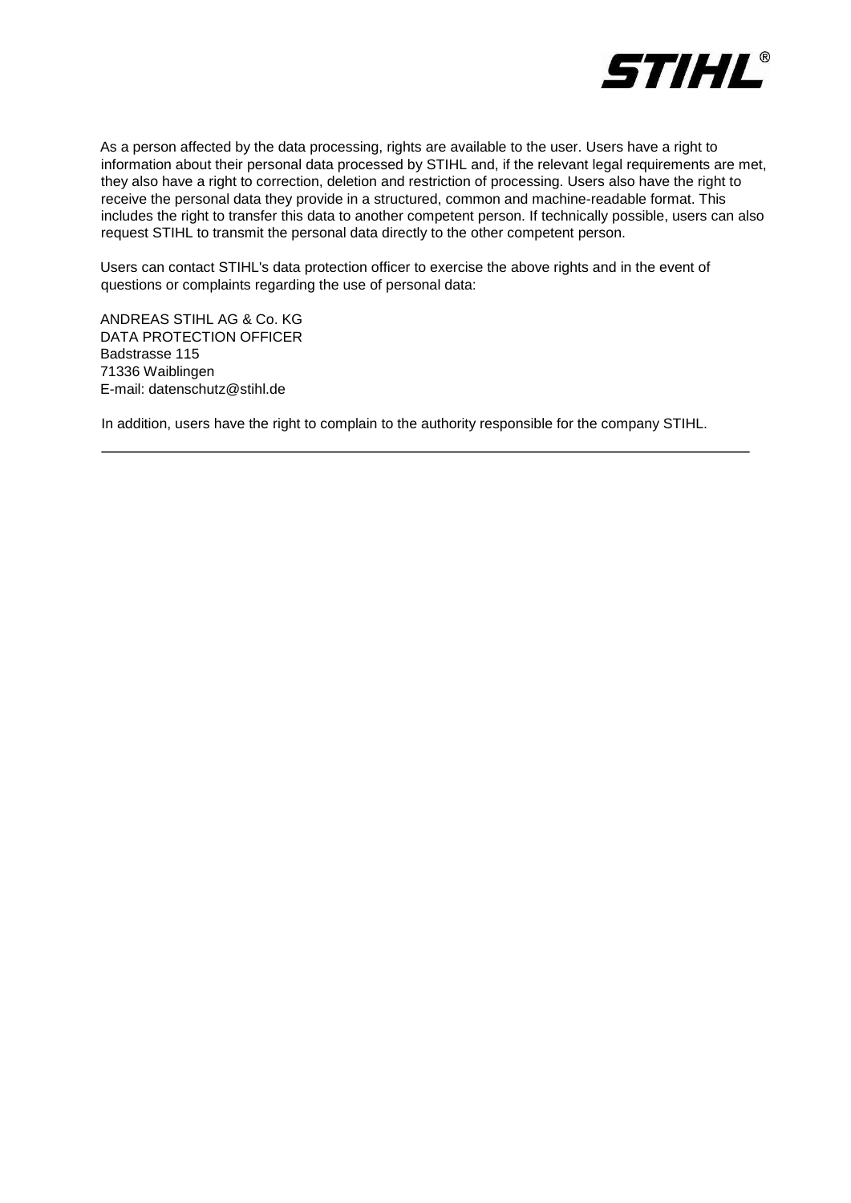As a person affected by the data processing, rights are available to the user. Users have a right to information about their personal data processed by STIHL and, if the relevant legal requirements are met, they also have a right to correction, deletion and restriction of processing. Users also have the right to receive the personal data they provide in a structured, common and machine-readable format. This includes the right to transfer this data to another competent person. If technically possible, users can also request STIHL to transmit the personal data directly to the other competent person.

Users can contact STIHL's data protection officer to exercise the above rights and in the event of questions or complaints regarding the use of personal data:

ANDREAS STIHL AG & Co. KG  
DATA PROTECTION OFFICER  
Badstrasse 115  
71336 Waiblingen  
E-mail: datenschutz@stihl.de

In addition, users have the right to complain to the authority responsible for the company STIHL.